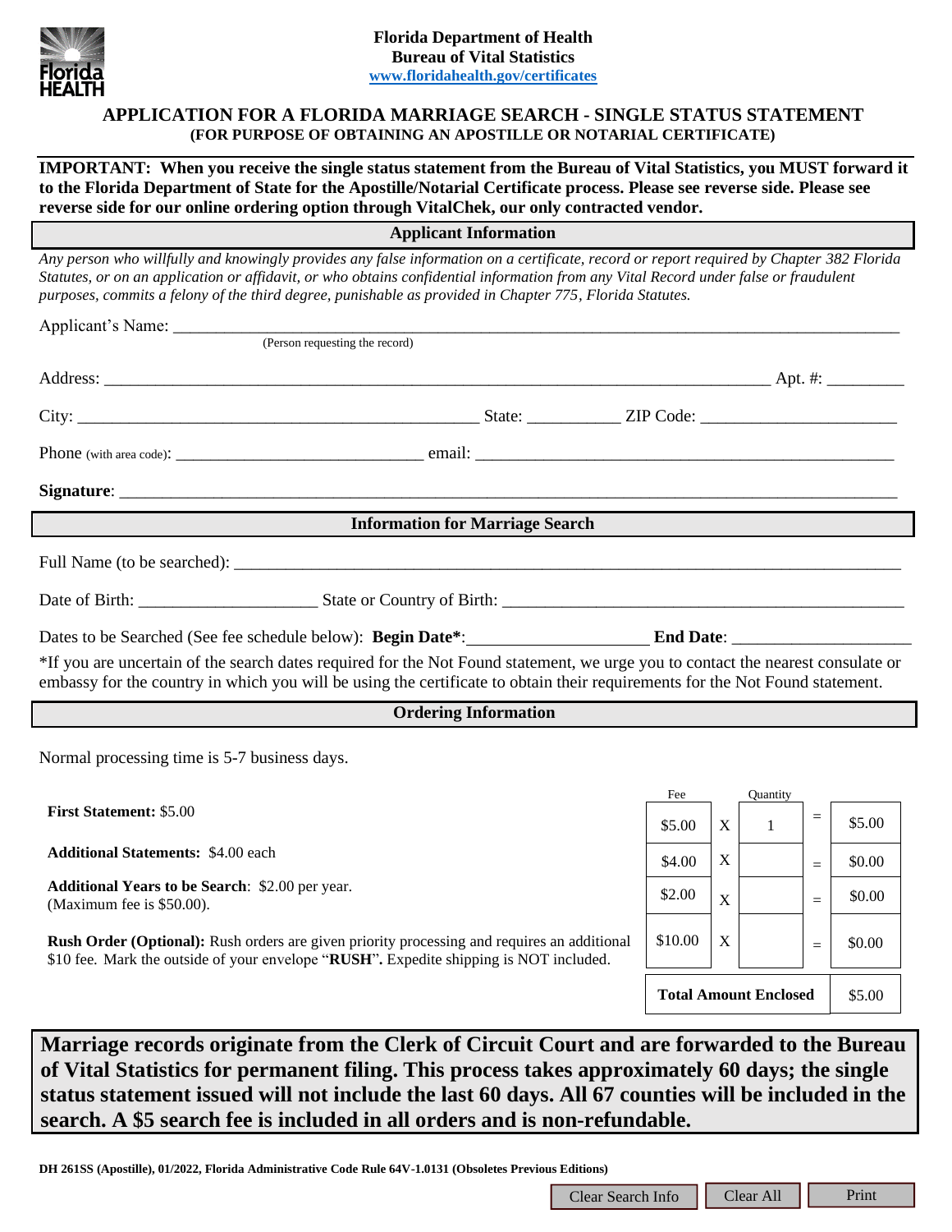**Florida Department of Health**
**Bureau of Vital Statistics**
**www.floridahealth.gov/certificates**

# APPLICATION FOR A FLORIDA MARRIAGE SEARCH - SINGLE STATUS STATEMENT
## (FOR PURPOSE OF OBTAINING AN APOSTILLE OR NOTARIAL CERTIFICATE)

**IMPORTANT: When you receive the single status statement from the Bureau of Vital Statistics, you MUST forward it to the Florida Department of State for the Apostille/Notarial Certificate process. Please see reverse side. Please see reverse side for our online ordering option through VitalChek, our only contracted vendor.**

### Applicant Information

*Any person who willfully and knowingly provides any false information on a certificate, record or report required by Chapter 382 Florida Statutes, or on an application or affidavit, or who obtains confidential information from any Vital Record under false or fraudulent purposes, commits a felony of the third degree, punishable as provided in Chapter 775, Florida Statutes.*

Applicant's Name: ______________________________________________
(Person requesting the record)

Address: ______________________________________________ Apt. #: _________

City: ______________________________ State: ___________ ZIP Code: ______________________

Phone (with area code): ______________________________ email: ______________________________

**Signature**: ______________________________________________

### Information for Marriage Search

Full Name (to be searched): ______________________________________________

Date of Birth: ____________________ State or Country of Birth: ______________________________

Dates to be Searched (See fee schedule below): **Begin Date***: ____________________ **End Date**: ____________________

*If you are uncertain of the search dates required for the Not Found statement, we urge you to contact the nearest consulate or embassy for the country in which you will be using the certificate to obtain their requirements for the Not Found statement.

### Ordering Information

Normal processing time is 5-7 business days.

| | Fee | | Quantity | | |
|---|---|---|---|---|---|
| **First Statement:** $5.00 | $5.00 | X | 1 | = | $5.00 |
| **Additional Statements:** $4.00 each | $4.00 | X | | = | $0.00 |
| **Additional Years to be Search**: $2.00 per year. (Maximum fee is $50.00). | $2.00 | X | | = | $0.00 |
| **Rush Order (Optional):** Rush orders are given priority processing and requires an additional $10 fee. Mark the outside of your envelope "**RUSH**"**.** Expedite shipping is NOT included. | $10.00 | X | | = | $0.00 |
| | **Total Amount Enclosed** | | | | $5.00 |

**Marriage records originate from the Clerk of Circuit Court and are forwarded to the Bureau of Vital Statistics for permanent filing. This process takes approximately 60 days; the single status statement issued will not include the last 60 days. All 67 counties will be included in the search. A $5 search fee is included in all orders and is non-refundable.**

DH 261SS (Apostille), 01/2022, Florida Administrative Code Rule 64V-1.0131 (Obsoletes Previous Editions)

Clear Search Info | Clear All | Print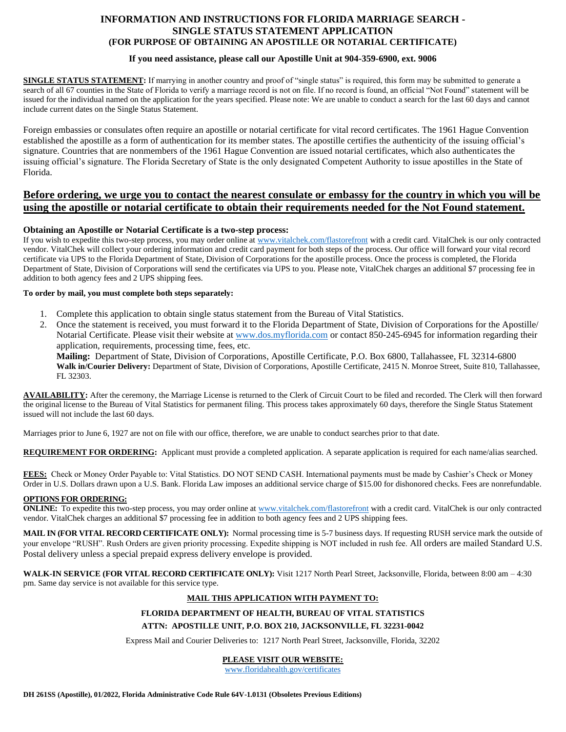# INFORMATION AND INSTRUCTIONS FOR FLORIDA MARRIAGE SEARCH - SINGLE STATUS STATEMENT APPLICATION (FOR PURPOSE OF OBTAINING AN APOSTILLE OR NOTARIAL CERTIFICATE)

**If you need assistance, please call our Apostille Unit at 904-359-6900, ext. 9006**

**SINGLE STATUS STATEMENT:** If marrying in another country and proof of "single status" is required, this form may be submitted to generate a search of all 67 counties in the State of Florida to verify a marriage record is not on file. If no record is found, an official "Not Found" statement will be issued for the individual named on the application for the years specified. Please note: We are unable to conduct a search for the last 60 days and cannot include current dates on the Single Status Statement.

Foreign embassies or consulates often require an apostille or notarial certificate for vital record certificates. The 1961 Hague Convention established the apostille as a form of authentication for its member states. The apostille certifies the authenticity of the issuing official's signature. Countries that are nonmembers of the 1961 Hague Convention are issued notarial certificates, which also authenticates the issuing official's signature. The Florida Secretary of State is the only designated Competent Authority to issue apostilles in the State of Florida.

## Before ordering, we urge you to contact the nearest consulate or embassy for the country in which you will be using the apostille or notarial certificate to obtain their requirements needed for the Not Found statement.

**Obtaining an Apostille or Notarial Certificate is a two-step process:**

If you wish to expedite this two-step process, you may order online at www.vitalchek.com/flastorefront with a credit card. VitalChek is our only contracted vendor. VitalChek will collect your ordering information and credit card payment for both steps of the process. Our office will forward your vital record certificate via UPS to the Florida Department of State, Division of Corporations for the apostille process. Once the process is completed, the Florida Department of State, Division of Corporations will send the certificates via UPS to you. Please note, VitalChek charges an additional $7 processing fee in addition to both agency fees and 2 UPS shipping fees.

**To order by mail, you must complete both steps separately:**

1. Complete this application to obtain single status statement from the Bureau of Vital Statistics.
2. Once the statement is received, you must forward it to the Florida Department of State, Division of Corporations for the Apostille/ Notarial Certificate. Please visit their website at www.dos.myflorida.com or contact 850-245-6945 for information regarding their application, requirements, processing time, fees, etc.
   **Mailing:** Department of State, Division of Corporations, Apostille Certificate, P.O. Box 6800, Tallahassee, FL 32314-6800
   **Walk in/Courier Delivery:** Department of State, Division of Corporations, Apostille Certificate, 2415 N. Monroe Street, Suite 810, Tallahassee, FL 32303.

**AVAILABILITY:** After the ceremony, the Marriage License is returned to the Clerk of Circuit Court to be filed and recorded. The Clerk will then forward the original license to the Bureau of Vital Statistics for permanent filing. This process takes approximately 60 days, therefore the Single Status Statement issued will not include the last 60 days.

Marriages prior to June 6, 1927 are not on file with our office, therefore, we are unable to conduct searches prior to that date.

**REQUIREMENT FOR ORDERING:** Applicant must provide a completed application. A separate application is required for each name/alias searched.

**FEES:** Check or Money Order Payable to: Vital Statistics. DO NOT SEND CASH. International payments must be made by Cashier's Check or Money Order in U.S. Dollars drawn upon a U.S. Bank. Florida Law imposes an additional service charge of $15.00 for dishonored checks. Fees are nonrefundable.

**OPTIONS FOR ORDERING:**

**ONLINE:** To expedite this two-step process, you may order online at www.vitalchek.com/flastorefront with a credit card. VitalChek is our only contracted vendor. VitalChek charges an additional $7 processing fee in addition to both agency fees and 2 UPS shipping fees.

**MAIL IN (FOR VITAL RECORD CERTIFICATE ONLY):** Normal processing time is 5-7 business days. If requesting RUSH service mark the outside of your envelope "RUSH". Rush Orders are given priority processing. Expedite shipping is NOT included in rush fee. All orders are mailed Standard U.S. Postal delivery unless a special prepaid express delivery envelope is provided.

**WALK-IN SERVICE (FOR VITAL RECORD CERTIFICATE ONLY):** Visit 1217 North Pearl Street, Jacksonville, Florida, between 8:00 am – 4:30 pm. Same day service is not available for this service type.

**MAIL THIS APPLICATION WITH PAYMENT TO:**

**FLORIDA DEPARTMENT OF HEALTH, BUREAU OF VITAL STATISTICS**

**ATTN: APOSTILLE UNIT, P.O. BOX 210, JACKSONVILLE, FL 32231-0042**

Express Mail and Courier Deliveries to: 1217 North Pearl Street, Jacksonville, Florida, 32202

**PLEASE VISIT OUR WEBSITE:**

www.floridahealth.gov/certificates

**DH 261SS (Apostille), 01/2022, Florida Administrative Code Rule 64V-1.0131 (Obsoletes Previous Editions)**